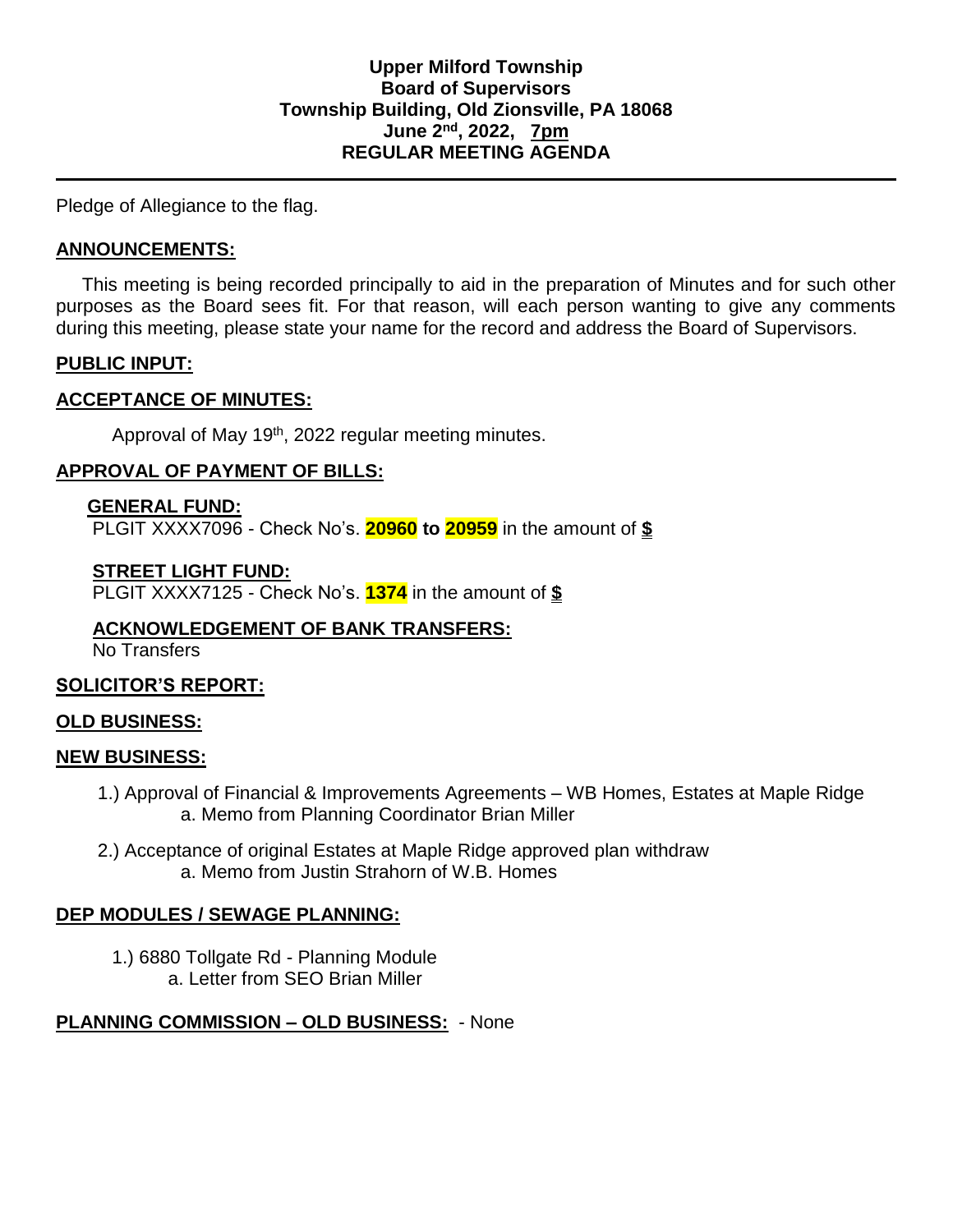**Upper Milford Township**
**Board of Supervisors**
**Township Building, Old Zionsville, PA 18068**
**June 2nd, 2022, 7pm**
**REGULAR MEETING AGENDA**

---

Pledge of Allegiance to the flag.

## ANNOUNCEMENTS:

This meeting is being recorded principally to aid in the preparation of Minutes and for such other purposes as the Board sees fit. For that reason, will each person wanting to give any comments during this meeting, please state your name for the record and address the Board of Supervisors.

## PUBLIC INPUT:

## ACCEPTANCE OF MINUTES:

Approval of May 19th, 2022 regular meeting minutes.

## APPROVAL OF PAYMENT OF BILLS:

**GENERAL FUND:**
PLGIT XXXX7096 - Check No's. **20960 to 20959** in the amount of **$**

**STREET LIGHT FUND:**
PLGIT XXXX7125 - Check No's. **1374** in the amount of **$**

**ACKNOWLEDGEMENT OF BANK TRANSFERS:**
No Transfers

## SOLICITOR'S REPORT:

## OLD BUSINESS:

## NEW BUSINESS:

1.) Approval of Financial & Improvements Agreements – WB Homes, Estates at Maple Ridge
   a. Memo from Planning Coordinator Brian Miller

2.) Acceptance of original Estates at Maple Ridge approved plan withdraw
   a. Memo from Justin Strahorn of W.B. Homes

## DEP MODULES / SEWAGE PLANNING:

1.) 6880 Tollgate Rd - Planning Module
   a. Letter from SEO Brian Miller

## PLANNING COMMISSION – OLD BUSINESS: - None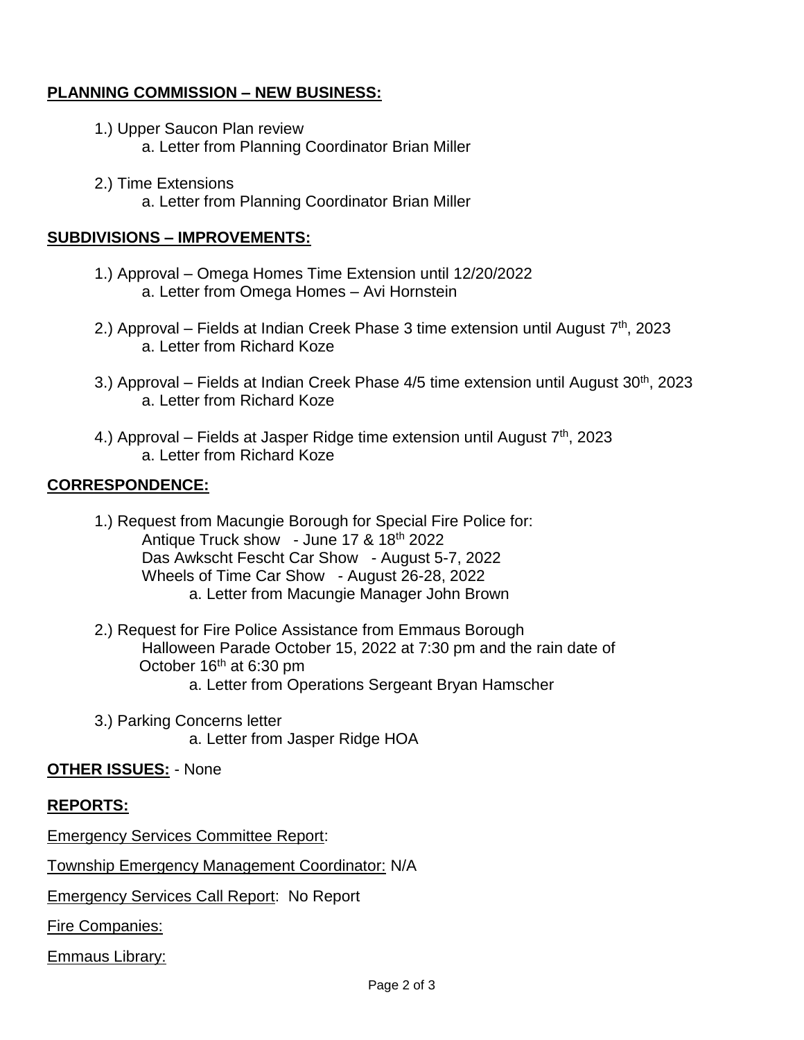**PLANNING COMMISSION – NEW BUSINESS:**

1.) Upper Saucon Plan review
   a. Letter from Planning Coordinator Brian Miller

2.) Time Extensions
   a. Letter from Planning Coordinator Brian Miller

**SUBDIVISIONS – IMPROVEMENTS:**

1.) Approval – Omega Homes Time Extension until 12/20/2022
   a. Letter from Omega Homes – Avi Hornstein

2.) Approval – Fields at Indian Creek Phase 3 time extension until August 7th, 2023
   a. Letter from Richard Koze

3.) Approval – Fields at Indian Creek Phase 4/5 time extension until August 30th, 2023
   a. Letter from Richard Koze

4.) Approval – Fields at Jasper Ridge time extension until August 7th, 2023
   a. Letter from Richard Koze

**CORRESPONDENCE:**

1.) Request from Macungie Borough for Special Fire Police for:
   Antique Truck show - June 17 & 18th 2022
   Das Awkscht Fescht Car Show - August 5-7, 2022
   Wheels of Time Car Show - August 26-28, 2022
      a. Letter from Macungie Manager John Brown

2.) Request for Fire Police Assistance from Emmaus Borough
   Halloween Parade October 15, 2022 at 7:30 pm and the rain date of October 16th at 6:30 pm
      a. Letter from Operations Sergeant Bryan Hamscher

3.) Parking Concerns letter
      a. Letter from Jasper Ridge HOA

**OTHER ISSUES:** - None

**REPORTS:**

Emergency Services Committee Report:

Township Emergency Management Coordinator: N/A

Emergency Services Call Report: No Report

Fire Companies:

Emmaus Library: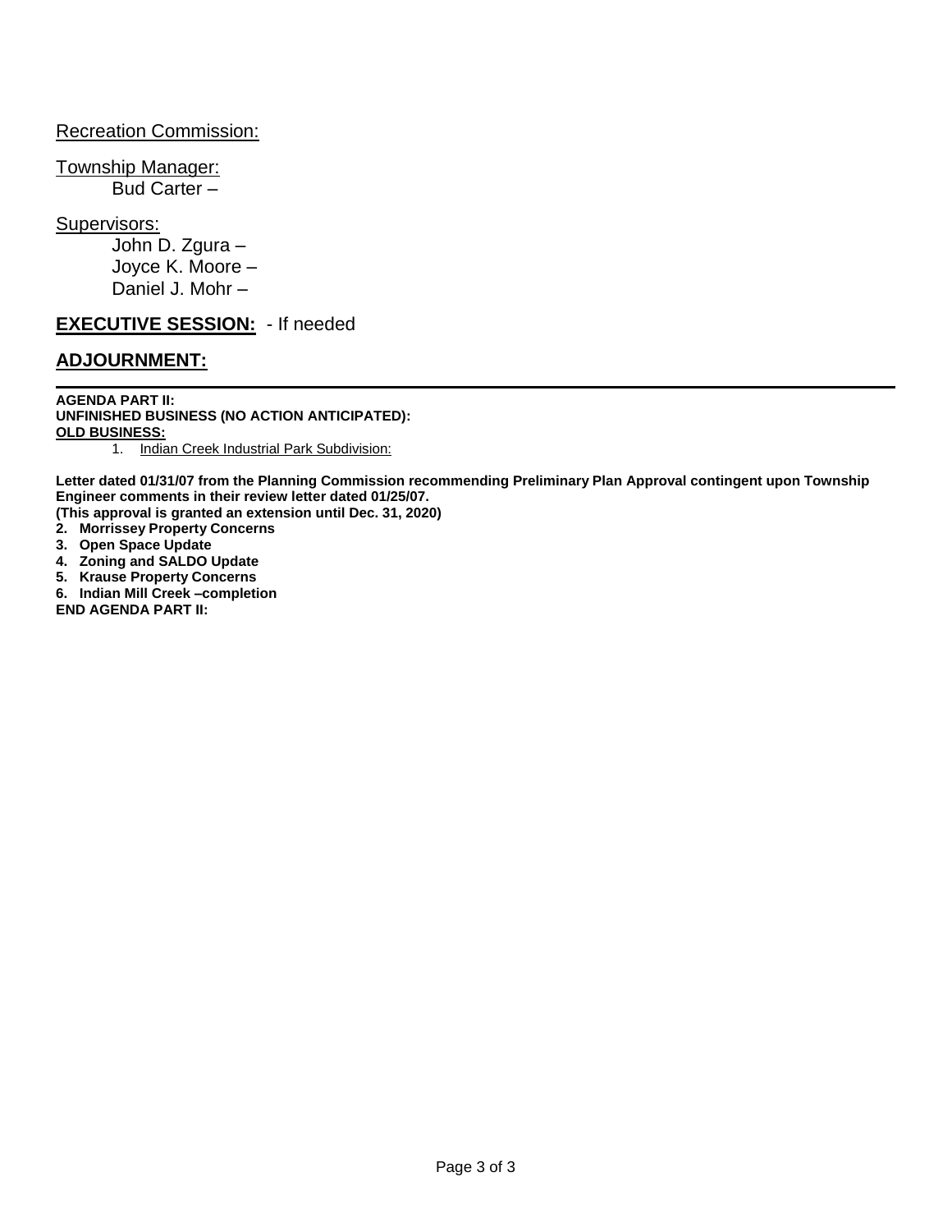Recreation Commission:

Township Manager:

Bud Carter –

Supervisors:

John D. Zgura –

Joyce K. Moore –

Daniel J. Mohr –

## EXECUTIVE SESSION: - If needed

## ADJOURNMENT:

---

**AGENDA PART II:**

**UNFINISHED BUSINESS (NO ACTION ANTICIPATED):**

**OLD BUSINESS:**

1. Indian Creek Industrial Park Subdivision:

**Letter dated 01/31/07 from the Planning Commission recommending Preliminary Plan Approval contingent upon Township Engineer comments in their review letter dated 01/25/07.**
**(This approval is granted an extension until Dec. 31, 2020)**

2. **Morrissey Property Concerns**
3. **Open Space Update**
4. **Zoning and SALDO Update**
5. **Krause Property Concerns**
6. **Indian Mill Creek –completion**

**END AGENDA PART II:**